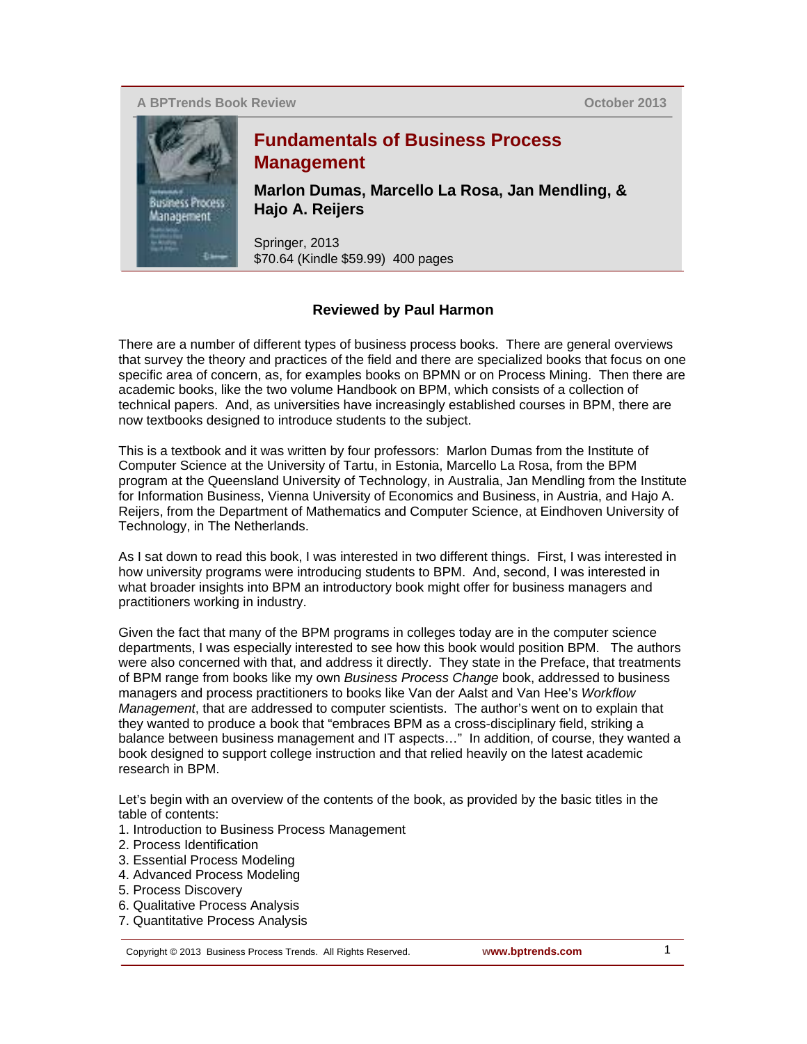A BPTrends Book Review — October 2013

# Fundamentals of Business Process Management

**Marlon Dumas, Marcello La Rosa, Jan Mendling, & Hajo A. Reijers**

Springer, 2013
$70.64 (Kindle $59.99) 400 pages

**Reviewed by Paul Harmon**

There are a number of different types of business process books. There are general overviews that survey the theory and practices of the field and there are specialized books that focus on one specific area of concern, as, for examples books on BPMN or on Process Mining. Then there are academic books, like the two volume Handbook on BPM, which consists of a collection of technical papers. And, as universities have increasingly established courses in BPM, there are now textbooks designed to introduce students to the subject.

This is a textbook and it was written by four professors: Marlon Dumas from the Institute of Computer Science at the University of Tartu, in Estonia, Marcello La Rosa, from the BPM program at the Queensland University of Technology, in Australia, Jan Mendling from the Institute for Information Business, Vienna University of Economics and Business, in Austria, and Hajo A. Reijers, from the Department of Mathematics and Computer Science, at Eindhoven University of Technology, in The Netherlands.

As I sat down to read this book, I was interested in two different things. First, I was interested in how university programs were introducing students to BPM. And, second, I was interested in what broader insights into BPM an introductory book might offer for business managers and practitioners working in industry.

Given the fact that many of the BPM programs in colleges today are in the computer science departments, I was especially interested to see how this book would position BPM. The authors were also concerned with that, and address it directly. They state in the Preface, that treatments of BPM range from books like my own *Business Process Change* book, addressed to business managers and process practitioners to books like Van der Aalst and Van Hee's *Workflow Management*, that are addressed to computer scientists. The author's went on to explain that they wanted to produce a book that "embraces BPM as a cross-disciplinary field, striking a balance between business management and IT aspects…" In addition, of course, they wanted a book designed to support college instruction and that relied heavily on the latest academic research in BPM.

Let's begin with an overview of the contents of the book, as provided by the basic titles in the table of contents:

1. Introduction to Business Process Management
2. Process Identification
3. Essential Process Modeling
4. Advanced Process Modeling
5. Process Discovery
6. Qualitative Process Analysis
7. Quantitative Process Analysis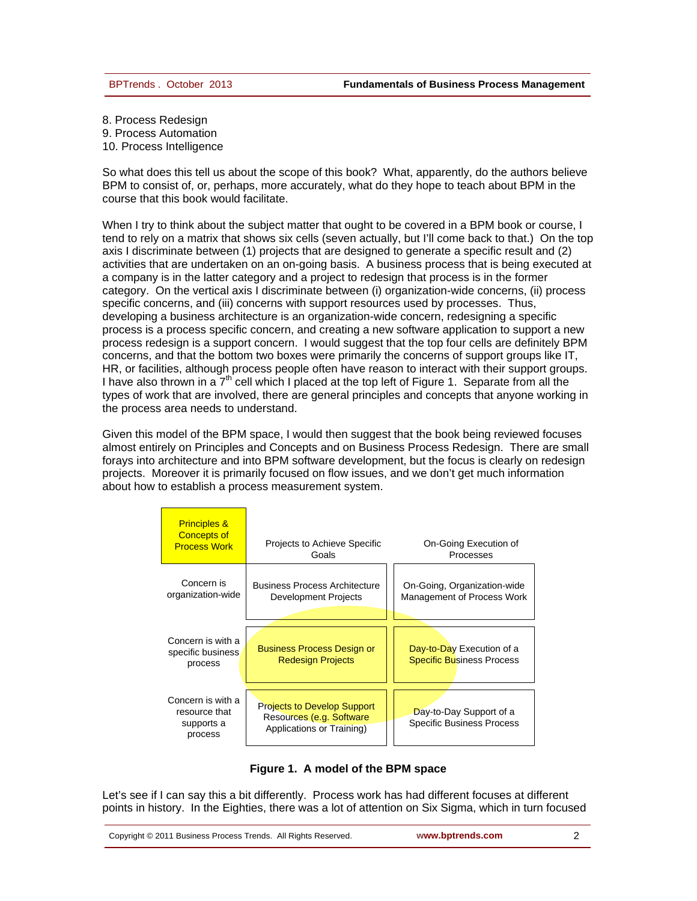8. Process Redesign
9. Process Automation
10. Process Intelligence

So what does this tell us about the scope of this book? What, apparently, do the authors believe BPM to consist of, or, perhaps, more accurately, what do they hope to teach about BPM in the course that this book would facilitate.

When I try to think about the subject matter that ought to be covered in a BPM book or course, I tend to rely on a matrix that shows six cells (seven actually, but I'll come back to that.) On the top axis I discriminate between (1) projects that are designed to generate a specific result and (2) activities that are undertaken on an on-going basis. A business process that is being executed at a company is in the latter category and a project to redesign that process is in the former category. On the vertical axis I discriminate between (i) organization-wide concerns, (ii) process specific concerns, and (iii) concerns with support resources used by processes. Thus, developing a business architecture is an organization-wide concern, redesigning a specific process is a process specific concern, and creating a new software application to support a new process redesign is a support concern. I would suggest that the top four cells are definitely BPM concerns, and that the bottom two boxes were primarily the concerns of support groups like IT, HR, or facilities, although process people often have reason to interact with their support groups. I have also thrown in a 7th cell which I placed at the top left of Figure 1. Separate from all the types of work that are involved, there are general principles and concepts that anyone working in the process area needs to understand.

Given this model of the BPM space, I would then suggest that the book being reviewed focuses almost entirely on Principles and Concepts and on Business Process Redesign. There are small forays into architecture and into BPM software development, but the focus is clearly on redesign projects. Moreover it is primarily focused on flow issues, and we don't get much information about how to establish a process measurement system.

| Principles & Concepts of Process Work | Projects to Achieve Specific Goals | On-Going Execution of Processes |
|---|---|---|
| Concern is organization-wide | Business Process Architecture Development Projects | On-Going, Organization-wide Management of Process Work |
| Concern is with a specific business process | Business Process Design or Redesign Projects | Day-to-Day Execution of a Specific Business Process |
| Concern is with a resource that supports a process | Projects to Develop Support Resources (e.g. Software Applications or Training) | Day-to-Day Support of a Specific Business Process |

**Figure 1. A model of the BPM space**

Let's see if I can say this a bit differently. Process work has had different focuses at different points in history. In the Eighties, there was a lot of attention on Six Sigma, which in turn focused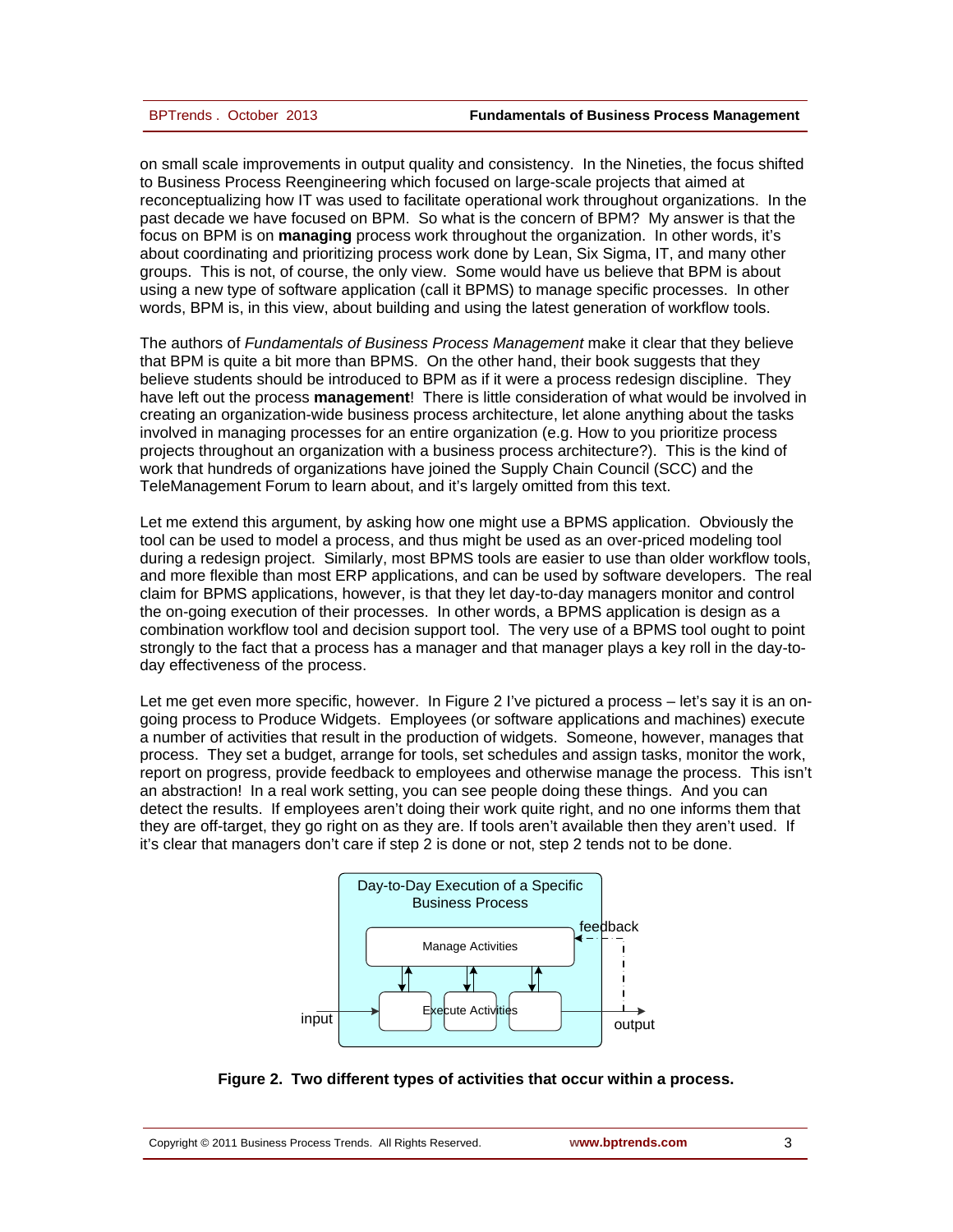on small scale improvements in output quality and consistency. In the Nineties, the focus shifted to Business Process Reengineering which focused on large-scale projects that aimed at reconceptualizing how IT was used to facilitate operational work throughout organizations. In the past decade we have focused on BPM. So what is the concern of BPM? My answer is that the focus on BPM is on **managing** process work throughout the organization. In other words, it's about coordinating and prioritizing process work done by Lean, Six Sigma, IT, and many other groups. This is not, of course, the only view. Some would have us believe that BPM is about using a new type of software application (call it BPMS) to manage specific processes. In other words, BPM is, in this view, about building and using the latest generation of workflow tools.

The authors of *Fundamentals of Business Process Management* make it clear that they believe that BPM is quite a bit more than BPMS. On the other hand, their book suggests that they believe students should be introduced to BPM as if it were a process redesign discipline. They have left out the process **management**! There is little consideration of what would be involved in creating an organization-wide business process architecture, let alone anything about the tasks involved in managing processes for an entire organization (e.g. How to you prioritize process projects throughout an organization with a business process architecture?). This is the kind of work that hundreds of organizations have joined the Supply Chain Council (SCC) and the TeleManagement Forum to learn about, and it's largely omitted from this text.

Let me extend this argument, by asking how one might use a BPMS application. Obviously the tool can be used to model a process, and thus might be used as an over-priced modeling tool during a redesign project. Similarly, most BPMS tools are easier to use than older workflow tools, and more flexible than most ERP applications, and can be used by software developers. The real claim for BPMS applications, however, is that they let day-to-day managers monitor and control the on-going execution of their processes. In other words, a BPMS application is design as a combination workflow tool and decision support tool. The very use of a BPMS tool ought to point strongly to the fact that a process has a manager and that manager plays a key roll in the day-to-day effectiveness of the process.

Let me get even more specific, however. In Figure 2 I've pictured a process – let's say it is an on-going process to Produce Widgets. Employees (or software applications and machines) execute a number of activities that result in the production of widgets. Someone, however, manages that process. They set a budget, arrange for tools, set schedules and assign tasks, monitor the work, report on progress, provide feedback to employees and otherwise manage the process. This isn't an abstraction! In a real work setting, you can see people doing these things. And you can detect the results. If employees aren't doing their work quite right, and no one informs them that they are off-target, they go right on as they are. If tools aren't available then they aren't used. If it's clear that managers don't care if step 2 is done or not, step 2 tends not to be done.

Day-to-Day Execution of a Specific Business Process

Manage Activities

feedback

input

Execute Activities

output

**Figure 2. Two different types of activities that occur within a process.**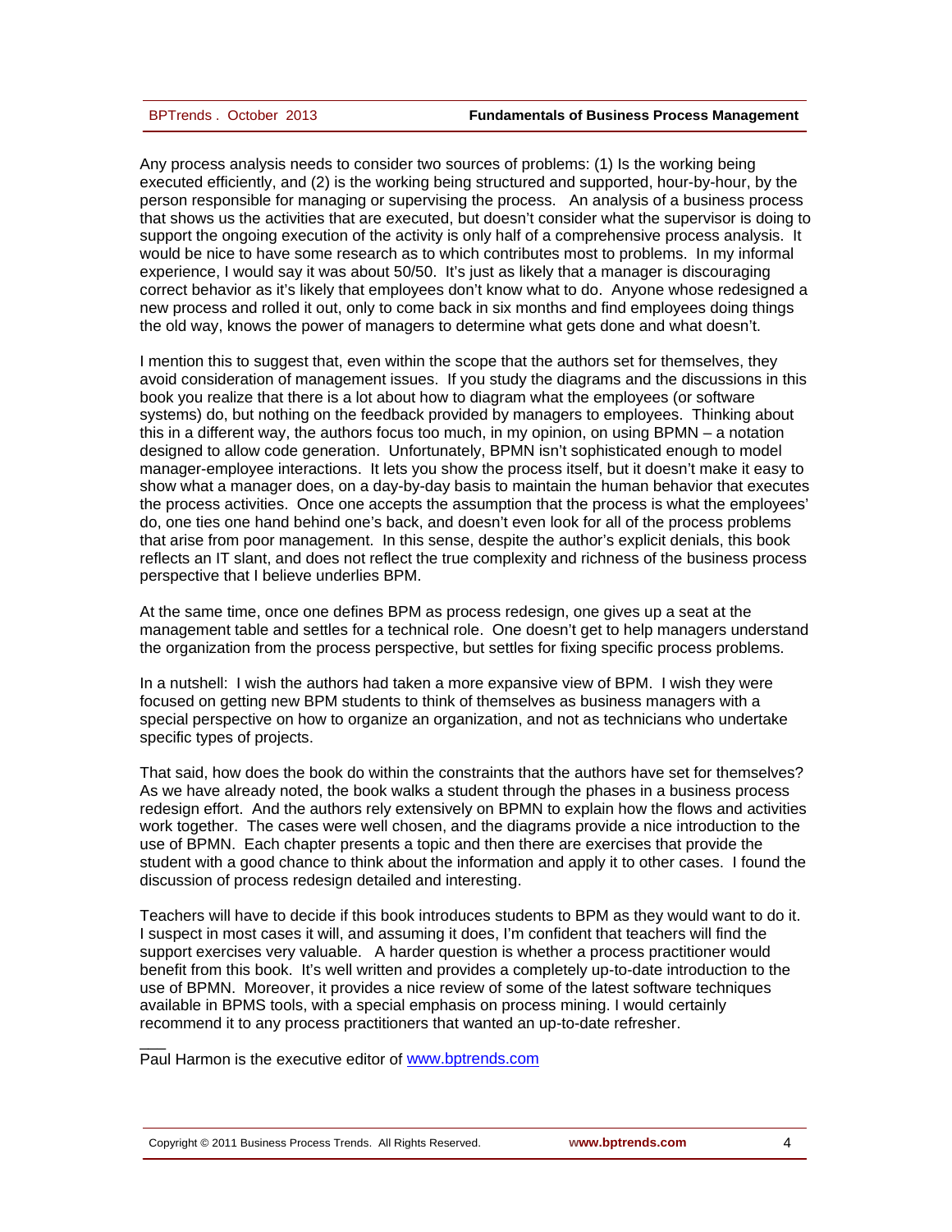Any process analysis needs to consider two sources of problems: (1) Is the working being executed efficiently, and (2) is the working being structured and supported, hour-by-hour, by the person responsible for managing or supervising the process. An analysis of a business process that shows us the activities that are executed, but doesn't consider what the supervisor is doing to support the ongoing execution of the activity is only half of a comprehensive process analysis. It would be nice to have some research as to which contributes most to problems. In my informal experience, I would say it was about 50/50. It's just as likely that a manager is discouraging correct behavior as it's likely that employees don't know what to do. Anyone whose redesigned a new process and rolled it out, only to come back in six months and find employees doing things the old way, knows the power of managers to determine what gets done and what doesn't.

I mention this to suggest that, even within the scope that the authors set for themselves, they avoid consideration of management issues. If you study the diagrams and the discussions in this book you realize that there is a lot about how to diagram what the employees (or software systems) do, but nothing on the feedback provided by managers to employees. Thinking about this in a different way, the authors focus too much, in my opinion, on using BPMN – a notation designed to allow code generation. Unfortunately, BPMN isn't sophisticated enough to model manager-employee interactions. It lets you show the process itself, but it doesn't make it easy to show what a manager does, on a day-by-day basis to maintain the human behavior that executes the process activities. Once one accepts the assumption that the process is what the employees' do, one ties one hand behind one's back, and doesn't even look for all of the process problems that arise from poor management. In this sense, despite the author's explicit denials, this book reflects an IT slant, and does not reflect the true complexity and richness of the business process perspective that I believe underlies BPM.

At the same time, once one defines BPM as process redesign, one gives up a seat at the management table and settles for a technical role. One doesn't get to help managers understand the organization from the process perspective, but settles for fixing specific process problems.

In a nutshell: I wish the authors had taken a more expansive view of BPM. I wish they were focused on getting new BPM students to think of themselves as business managers with a special perspective on how to organize an organization, and not as technicians who undertake specific types of projects.

That said, how does the book do within the constraints that the authors have set for themselves? As we have already noted, the book walks a student through the phases in a business process redesign effort. And the authors rely extensively on BPMN to explain how the flows and activities work together. The cases were well chosen, and the diagrams provide a nice introduction to the use of BPMN. Each chapter presents a topic and then there are exercises that provide the student with a good chance to think about the information and apply it to other cases. I found the discussion of process redesign detailed and interesting.

Teachers will have to decide if this book introduces students to BPM as they would want to do it. I suspect in most cases it will, and assuming it does, I'm confident that teachers will find the support exercises very valuable. A harder question is whether a process practitioner would benefit from this book. It's well written and provides a completely up-to-date introduction to the use of BPMN. Moreover, it provides a nice review of some of the latest software techniques available in BPMS tools, with a special emphasis on process mining. I would certainly recommend it to any process practitioners that wanted an up-to-date refresher.

___

Paul Harmon is the executive editor of www.bptrends.com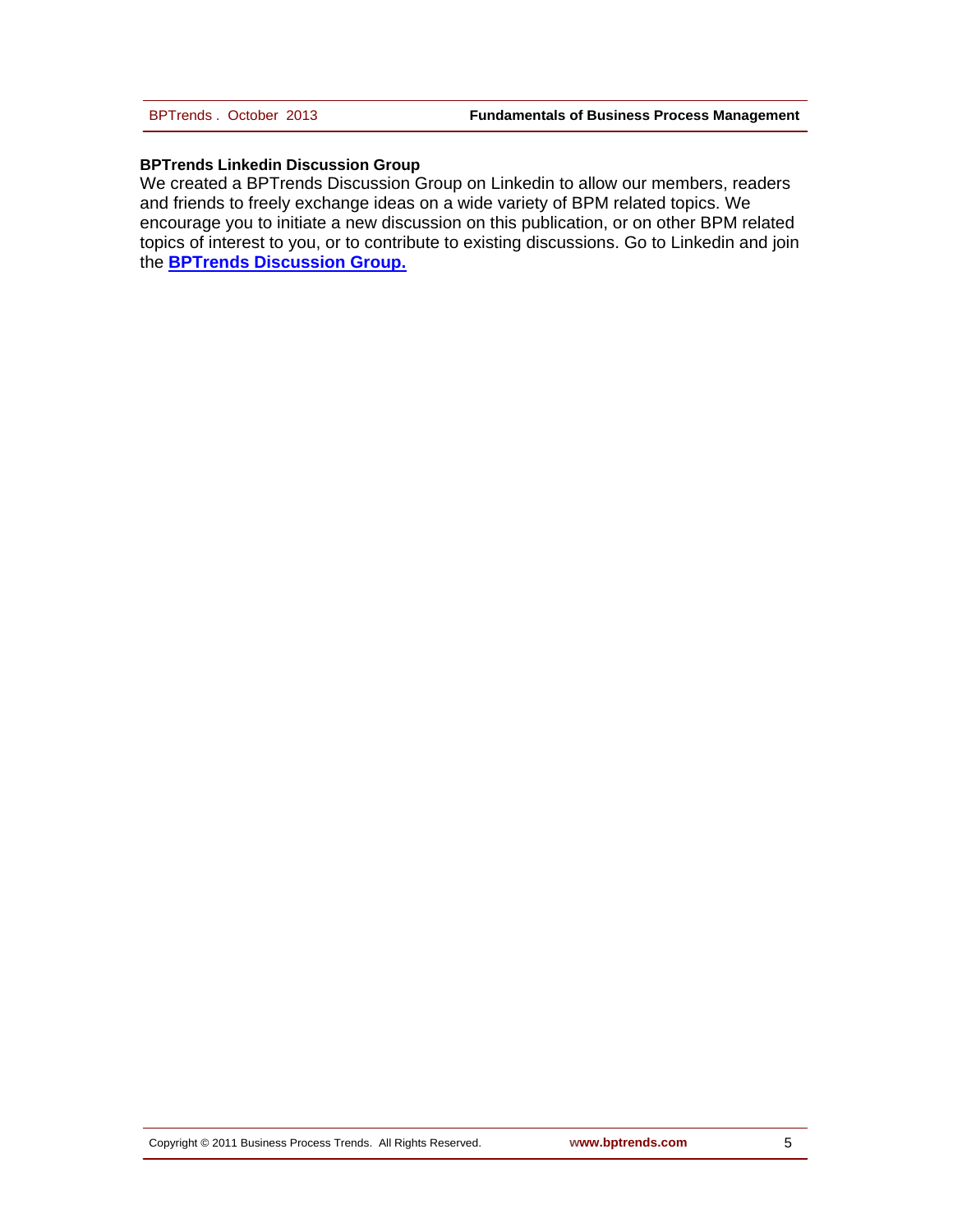**BPTrends Linkedin Discussion Group**

We created a BPTrends Discussion Group on Linkedin to allow our members, readers and friends to freely exchange ideas on a wide variety of BPM related topics. We encourage you to initiate a new discussion on this publication, or on other BPM related topics of interest to you, or to contribute to existing discussions. Go to Linkedin and join the **BPTrends Discussion Group.**